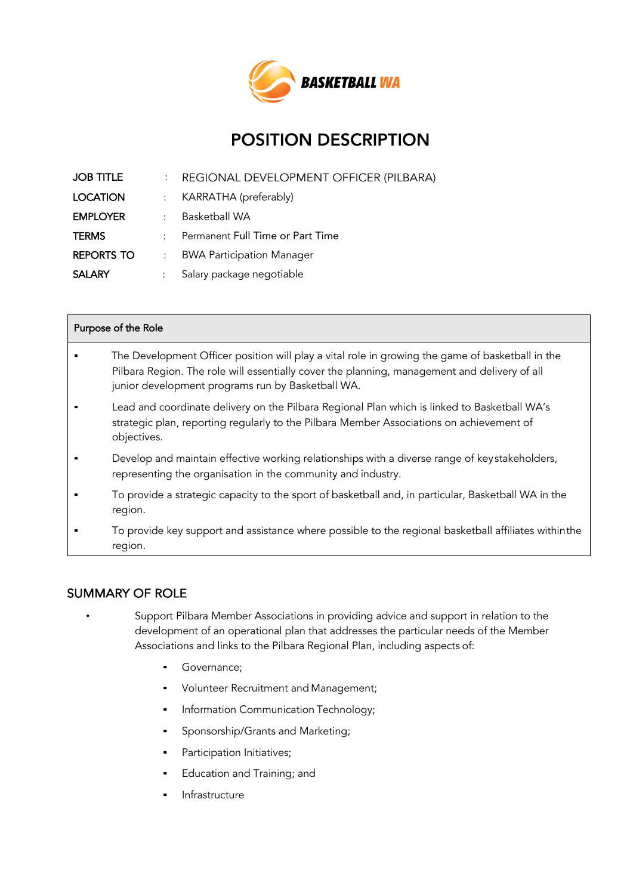BASKETBALL WA

# POSITION DESCRIPTION

| | | |
|---|---|---|
| **JOB TITLE** | : | REGIONAL DEVELOPMENT OFFICER (PILBARA) |
| **LOCATION** | : | KARRATHA (preferably) |
| **EMPLOYER** | : | Basketball WA |
| **TERMS** | : | Permanent Full Time or Part Time |
| **REPORTS TO** | : | BWA Participation Manager |
| **SALARY** | : | Salary package negotiable |

| Purpose of the Role |
|---|
| ▪ The Development Officer position will play a vital role in growing the game of basketball in the Pilbara Region. The role will essentially cover the planning, management and delivery of all junior development programs run by Basketball WA. |
| ▪ Lead and coordinate delivery on the Pilbara Regional Plan which is linked to Basketball WA's strategic plan, reporting regularly to the Pilbara Member Associations on achievement of objectives. |
| ▪ Develop and maintain effective working relationships with a diverse range of key stakeholders, representing the organisation in the community and industry. |
| ▪ To provide a strategic capacity to the sport of basketball and, in particular, Basketball WA in the region. |
| ▪ To provide key support and assistance where possible to the regional basketball affiliates within the region. |

## SUMMARY OF ROLE

- Support Pilbara Member Associations in providing advice and support in relation to the development of an operational plan that addresses the particular needs of the Member Associations and links to the Pilbara Regional Plan, including aspects of:
  - Governance;
  - Volunteer Recruitment and Management;
  - Information Communication Technology;
  - Sponsorship/Grants and Marketing;
  - Participation Initiatives;
  - Education and Training; and
  - Infrastructure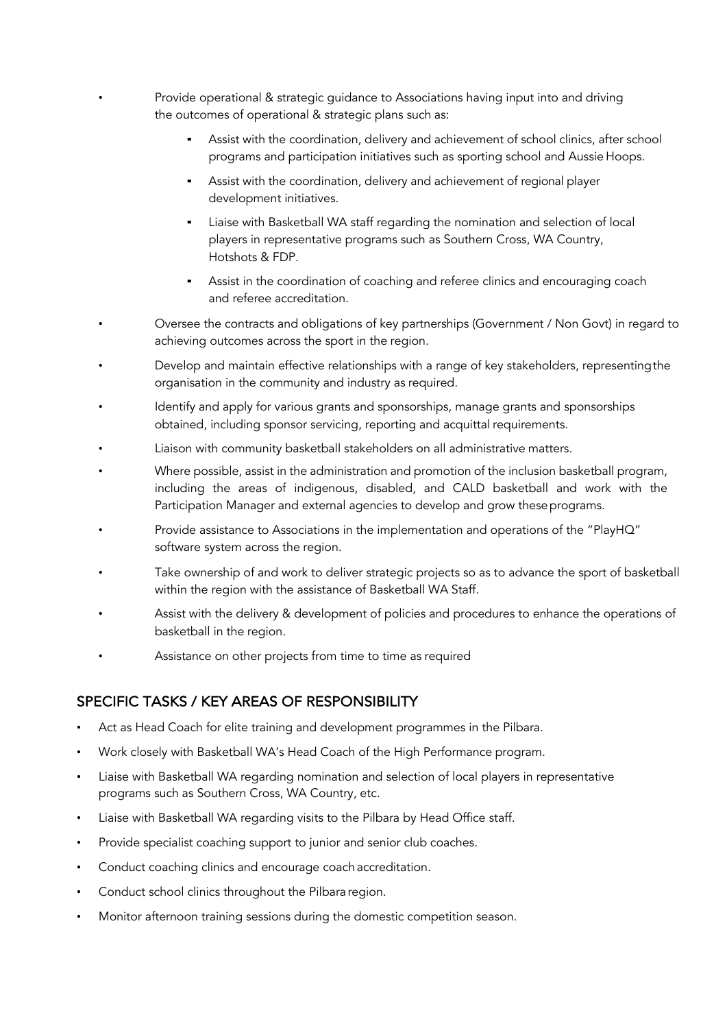- Provide operational & strategic guidance to Associations having input into and driving the outcomes of operational & strategic plans such as:
  - Assist with the coordination, delivery and achievement of school clinics, after school programs and participation initiatives such as sporting school and Aussie Hoops.
  - Assist with the coordination, delivery and achievement of regional player development initiatives.
  - Liaise with Basketball WA staff regarding the nomination and selection of local players in representative programs such as Southern Cross, WA Country, Hotshots & FDP.
  - Assist in the coordination of coaching and referee clinics and encouraging coach and referee accreditation.
- Oversee the contracts and obligations of key partnerships (Government / Non Govt) in regard to achieving outcomes across the sport in the region.
- Develop and maintain effective relationships with a range of key stakeholders, representing the organisation in the community and industry as required.
- Identify and apply for various grants and sponsorships, manage grants and sponsorships obtained, including sponsor servicing, reporting and acquittal requirements.
- Liaison with community basketball stakeholders on all administrative matters.
- Where possible, assist in the administration and promotion of the inclusion basketball program, including the areas of indigenous, disabled, and CALD basketball and work with the Participation Manager and external agencies to develop and grow these programs.
- Provide assistance to Associations in the implementation and operations of the "PlayHQ" software system across the region.
- Take ownership of and work to deliver strategic projects so as to advance the sport of basketball within the region with the assistance of Basketball WA Staff.
- Assist with the delivery & development of policies and procedures to enhance the operations of basketball in the region.
- Assistance on other projects from time to time as required

## SPECIFIC TASKS / KEY AREAS OF RESPONSIBILITY

- Act as Head Coach for elite training and development programmes in the Pilbara.
- Work closely with Basketball WA's Head Coach of the High Performance program.
- Liaise with Basketball WA regarding nomination and selection of local players in representative programs such as Southern Cross, WA Country, etc.
- Liaise with Basketball WA regarding visits to the Pilbara by Head Office staff.
- Provide specialist coaching support to junior and senior club coaches.
- Conduct coaching clinics and encourage coach accreditation.
- Conduct school clinics throughout the Pilbara region.
- Monitor afternoon training sessions during the domestic competition season.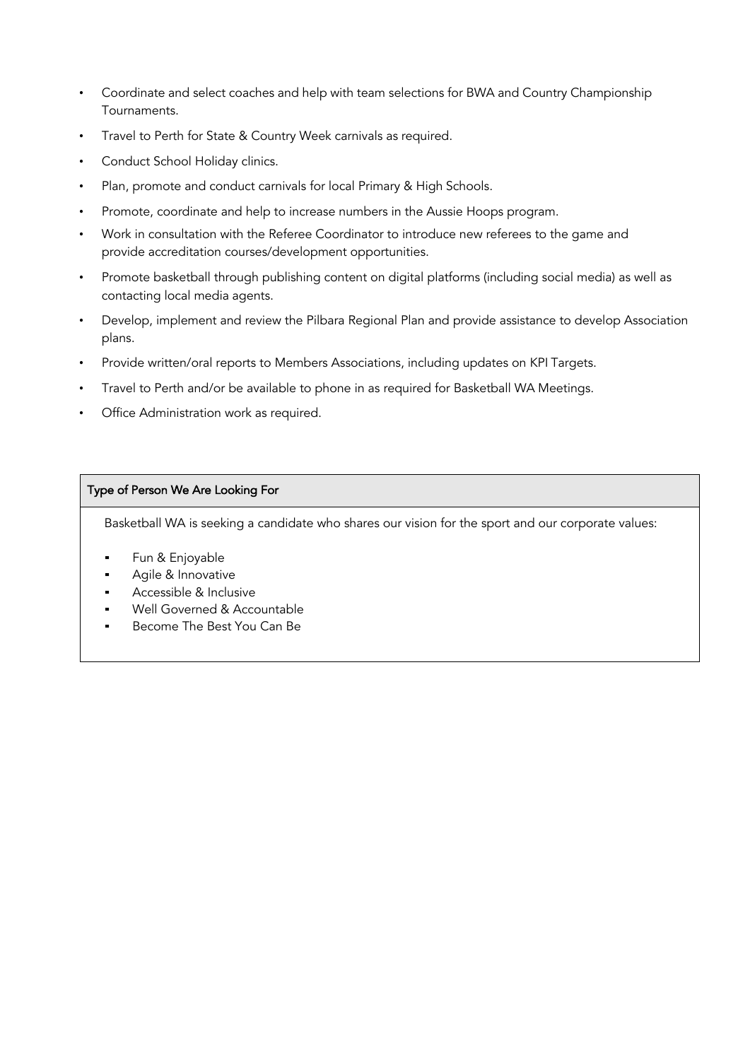- Coordinate and select coaches and help with team selections for BWA and Country Championship Tournaments.
- Travel to Perth for State & Country Week carnivals as required.
- Conduct School Holiday clinics.
- Plan, promote and conduct carnivals for local Primary & High Schools.
- Promote, coordinate and help to increase numbers in the Aussie Hoops program.
- Work in consultation with the Referee Coordinator to introduce new referees to the game and provide accreditation courses/development opportunities.
- Promote basketball through publishing content on digital platforms (including social media) as well as contacting local media agents.
- Develop, implement and review the Pilbara Regional Plan and provide assistance to develop Association plans.
- Provide written/oral reports to Members Associations, including updates on KPI Targets.
- Travel to Perth and/or be available to phone in as required for Basketball WA Meetings.
- Office Administration work as required.

## Type of Person We Are Looking For

Basketball WA is seeking a candidate who shares our vision for the sport and our corporate values:

- Fun & Enjoyable
- Agile & Innovative
- Accessible & Inclusive
- Well Governed & Accountable
- Become The Best You Can Be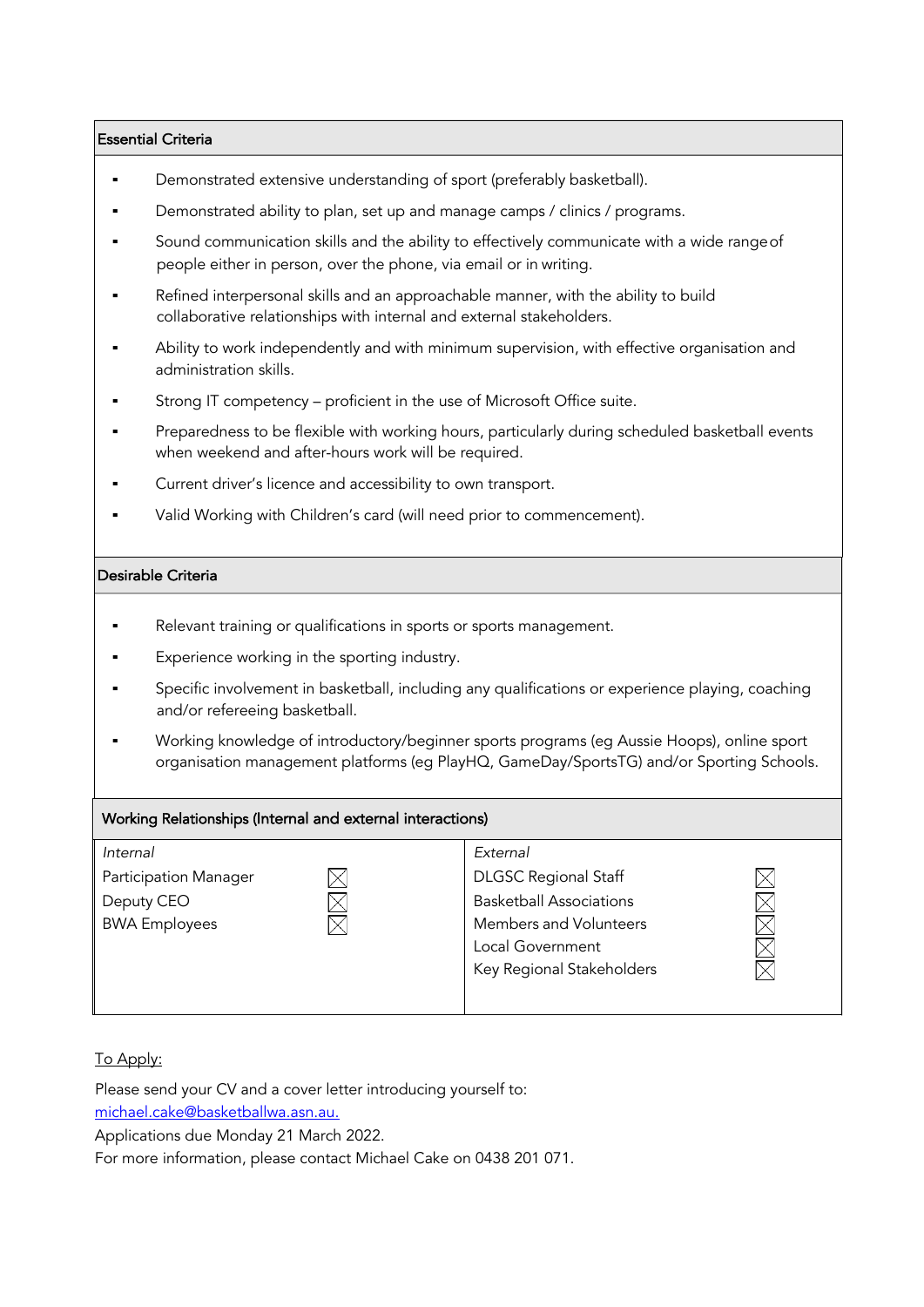## Essential Criteria

- Demonstrated extensive understanding of sport (preferably basketball).
- Demonstrated ability to plan, set up and manage camps / clinics / programs.
- Sound communication skills and the ability to effectively communicate with a wide range of people either in person, over the phone, via email or in writing.
- Refined interpersonal skills and an approachable manner, with the ability to build collaborative relationships with internal and external stakeholders.
- Ability to work independently and with minimum supervision, with effective organisation and administration skills.
- Strong IT competency – proficient in the use of Microsoft Office suite.
- Preparedness to be flexible with working hours, particularly during scheduled basketball events when weekend and after-hours work will be required.
- Current driver's licence and accessibility to own transport.
- Valid Working with Children's card (will need prior to commencement).

## Desirable Criteria

- Relevant training or qualifications in sports or sports management.
- Experience working in the sporting industry.
- Specific involvement in basketball, including any qualifications or experience playing, coaching and/or refereeing basketball.
- Working knowledge of introductory/beginner sports programs (eg Aussie Hoops), online sport organisation management platforms (eg PlayHQ, GameDay/SportsTG) and/or Sporting Schools.

## Working Relationships (Internal and external interactions)

| *Internal* | | *External* | |
|---|---|---|---|
| Participation Manager | ☒ | DLGSC Regional Staff | ☒ |
| Deputy CEO | ☒ | Basketball Associations | ☒ |
| BWA Employees | ☒ | Members and Volunteers | ☒ |
| | | Local Government | ☒ |
| | | Key Regional Stakeholders | ☒ |

To Apply:

Please send your CV and a cover letter introducing yourself to:
michael.cake@basketballwa.asn.au.
Applications due Monday 21 March 2022.
For more information, please contact Michael Cake on 0438 201 071.